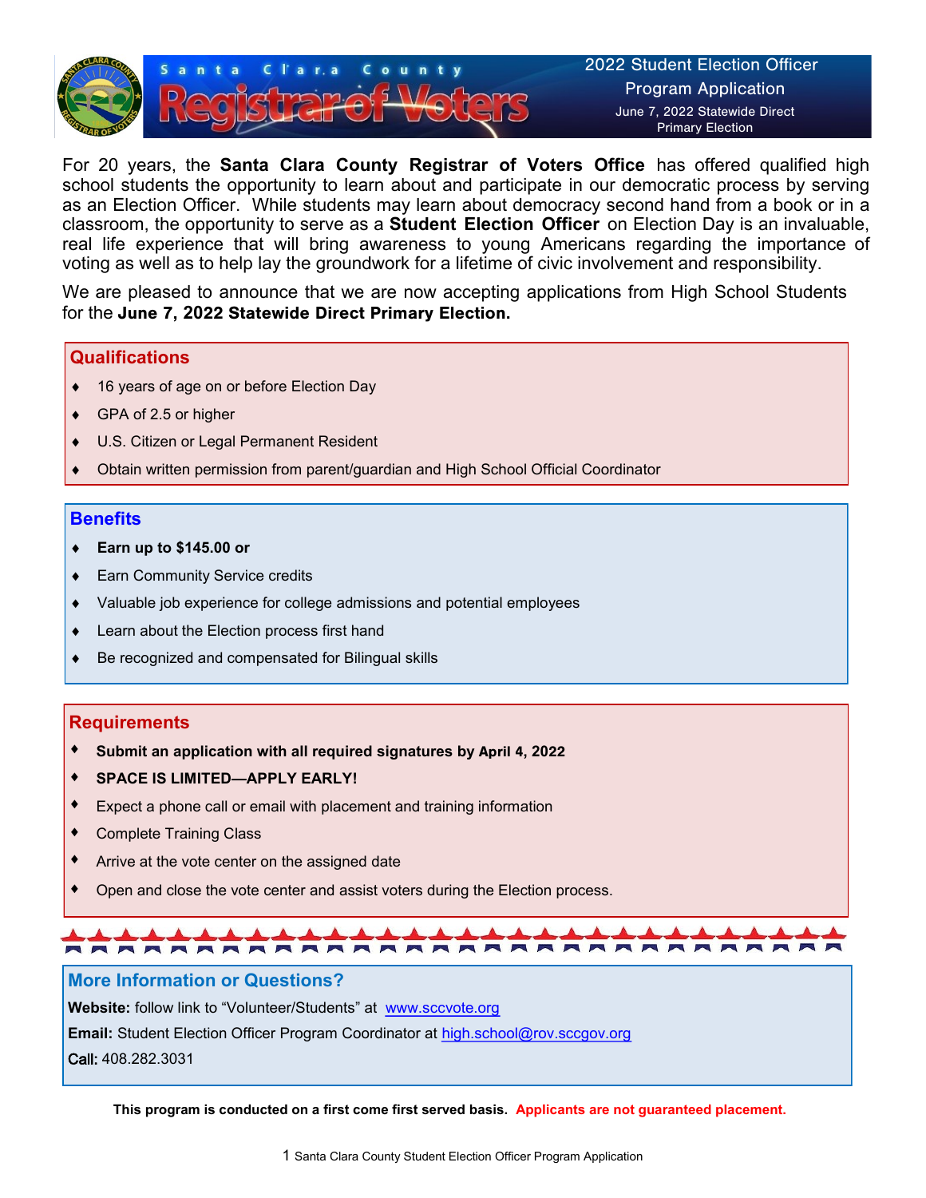# Santa Clara County Registrar of Voters

**2022 Student Election Officer Program Application**

June 7, 2022 Statewide Direct Primary Election

For 20 years, the **Santa Clara County Registrar of Voters Office** has offered qualified high school students the opportunity to learn about and participate in our democratic process by serving as an Election Officer. While students may learn about democracy second hand from a book or in a classroom, the opportunity to serve as a **Student Election Officer** on Election Day is an invaluable, real life experience that will bring awareness to young Americans regarding the importance of voting as well as to help lay the groundwork for a lifetime of civic involvement and responsibility.

We are pleased to announce that we are now accepting applications from High School Students for the **June 7, 2022 Statewide Direct Primary Election.**

## Qualifications

- 16 years of age on or before Election Day
- GPA of 2.5 or higher
- U.S. Citizen or Legal Permanent Resident
- Obtain written permission from parent/guardian and High School Official Coordinator

## Benefits

- **Earn up to $145.00 or**
- Earn Community Service credits
- Valuable job experience for college admissions and potential employees
- Learn about the Election process first hand
- Be recognized and compensated for Bilingual skills

## Requirements

- **Submit an application with all required signatures by April 4, 2022**
- **SPACE IS LIMITED—APPLY EARLY!**
- Expect a phone call or email with placement and training information
- Complete Training Class
- Arrive at the vote center on the assigned date
- Open and close the vote center and assist voters during the Election process.

## More Information or Questions?

**Website:** follow link to "Volunteer/Students" at www.sccvote.org

**Email:** Student Election Officer Program Coordinator at high.school@rov.sccgov.org

**Call:** 408.282.3031

**This program is conducted on a first come first served basis. Applicants are not guaranteed placement.**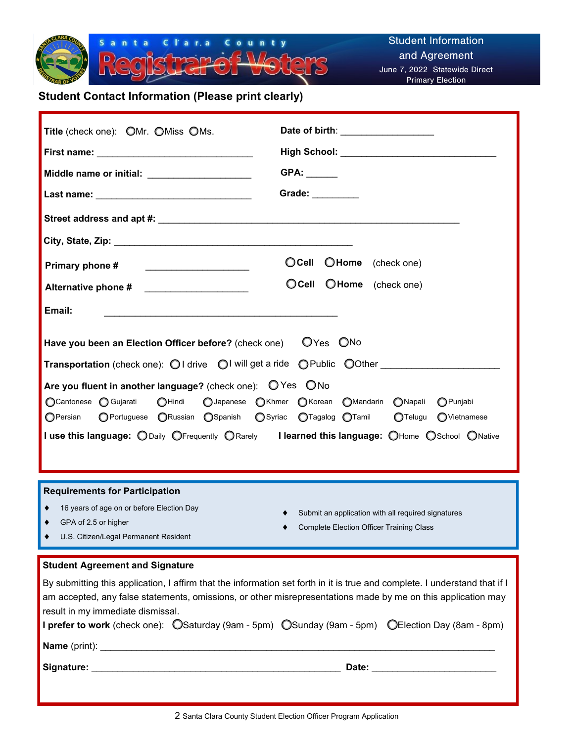Santa Clara County **Registrar of Voters**

**Student Information and Agreement**
June 7, 2022 Statewide Direct Primary Election

## Student Contact Information (Please print clearly)

**Title** (check one): ◯Mr. ◯Miss ◯Ms.

**Date of birth**: _________________

**First name:** ______________________________

**High School:** ______________________________

**Middle name or initial:** ___________________

**GPA:** ______

**Last name:** ______________________________

**Grade:** _________

**Street address and apt #:** __________________________________________________________

**City, State, Zip:** _____________________________________________

**Primary phone #** ___________________ ◯**Cell** ◯**Home** (check one)

**Alternative phone #** ___________________ ◯**Cell** ◯**Home** (check one)

**Email:** _____________________________________________

**Have you been an Election Officer before?** (check one) ◯Yes ◯No

**Transportation** (check one): ◯I drive ◯I will get a ride ◯Public ◯Other _____________________

**Are you fluent in another language?** (check one): ◯Yes ◯No

◯Cantonese ◯Gujarati ◯Hindi ◯Japanese ◯Khmer ◯Korean ◯Mandarin ◯Napali ◯Punjabi
◯Persian ◯Portuguese ◯Russian ◯Spanish ◯Syriac ◯Tagalog ◯Tamil ◯Telugu ◯Vietnamese

**I use this language:** ◯Daily ◯Frequently ◯Rarely **I learned this language:** ◯Home ◯School ◯Native

### Requirements for Participation

- 16 years of age on or before Election Day
- GPA of 2.5 or higher
- U.S. Citizen/Legal Permanent Resident
- Submit an application with all required signatures
- Complete Election Officer Training Class

### Student Agreement and Signature

By submitting this application, I affirm that the information set forth in it is true and complete. I understand that if I am accepted, any false statements, omissions, or other misrepresentations made by me on this application may result in my immediate dismissal.

**I prefer to work** (check one): ◯Saturday (9am - 5pm) ◯Sunday (9am - 5pm) ◯Election Day (8am - 8pm)

**Name** (print): ______________________________________________________________________

**Signature:** _______________________________________________ **Date:** _______________________

Santa Clara County Student Election Officer Program Application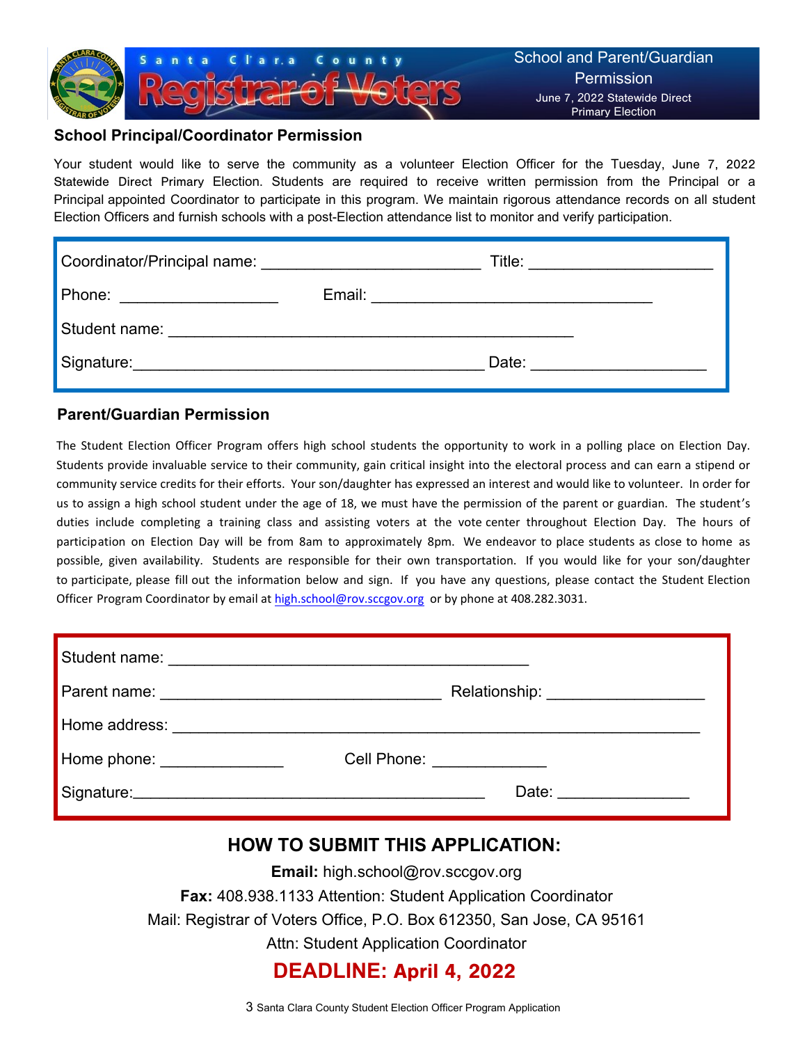Santa Clara County **Registrar of Voters**

School and Parent/Guardian Permission

June 7, 2022 Statewide Direct Primary Election

## School Principal/Coordinator Permission

Your student would like to serve the community as a volunteer Election Officer for the Tuesday, June 7, 2022 Statewide Direct Primary Election. Students are required to receive written permission from the Principal or a Principal appointed Coordinator to participate in this program. We maintain rigorous attendance records on all student Election Officers and furnish schools with a post-Election attendance list to monitor and verify participation.

Coordinator/Principal name: ________________________ Title: ____________________

Phone: _________________ Email: ______________________________

Student name: _____________________________________________

Signature:______________________________________ Date: ___________________

## Parent/Guardian Permission

The Student Election Officer Program offers high school students the opportunity to work in a polling place on Election Day. Students provide invaluable service to their community, gain critical insight into the electoral process and can earn a stipend or community service credits for their efforts. Your son/daughter has expressed an interest and would like to volunteer. In order for us to assign a high school student under the age of 18, we must have the permission of the parent or guardian. The student's duties include completing a training class and assisting voters at the vote center throughout Election Day. The hours of participation on Election Day will be from 8am to approximately 8pm. We endeavor to place students as close to home as possible, given availability. Students are responsible for their own transportation. If you would like for your son/daughter to participate, please fill out the information below and sign. If you have any questions, please contact the Student Election Officer Program Coordinator by email at high.school@rov.sccgov.org or by phone at 408.282.3031.

Student name: ________________________________________

Parent name: _______________________________ Relationship: _________________

Home address: ___________________________________________________________

Home phone: _____________ Cell Phone: ____________

Signature:_______________________________________ Date: ______________

## HOW TO SUBMIT THIS APPLICATION:

**Email:** high.school@rov.sccgov.org

**Fax:** 408.938.1133 Attention: Student Application Coordinator

Mail: Registrar of Voters Office, P.O. Box 612350, San Jose, CA 95161

Attn: Student Application Coordinator

**DEADLINE: April 4, 2022**